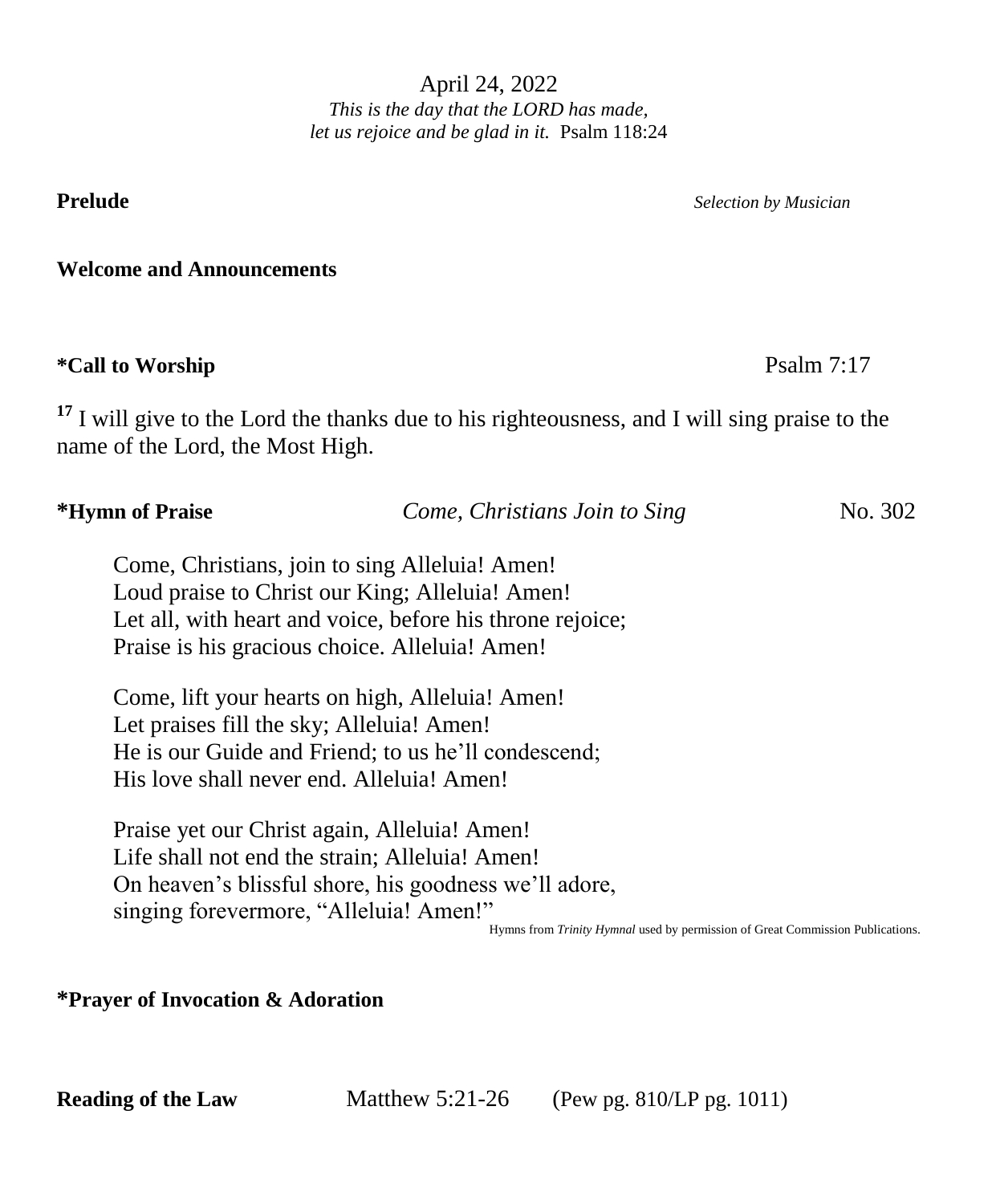April 24, 2022

*This is the day that the LORD has made,*
*let us rejoice and be glad in it.* Psalm 118:24

**Prelude** *Selection by Musician*

**Welcome and Announcements**

**\*Call to Worship** Psalm 7:17

[17] I will give to the Lord the thanks due to his righteousness, and I will sing praise to the name of the Lord, the Most High.

**\*Hymn of Praise** *Come, Christians Join to Sing* No. 302

Come, Christians, join to sing Alleluia! Amen!
Loud praise to Christ our King; Alleluia! Amen!
Let all, with heart and voice, before his throne rejoice;
Praise is his gracious choice. Alleluia! Amen!

Come, lift your hearts on high, Alleluia! Amen!
Let praises fill the sky; Alleluia! Amen!
He is our Guide and Friend; to us he'll condescend;
His love shall never end. Alleluia! Amen!

Praise yet our Christ again, Alleluia! Amen!
Life shall not end the strain; Alleluia! Amen!
On heaven's blissful shore, his goodness we'll adore,
singing forevermore, "Alleluia! Amen!"

Hymns from *Trinity Hymnal* used by permission of Great Commission Publications.

**\*Prayer of Invocation & Adoration**

**Reading of the Law** Matthew 5:21-26 (Pew pg. 810/LP pg. 1011)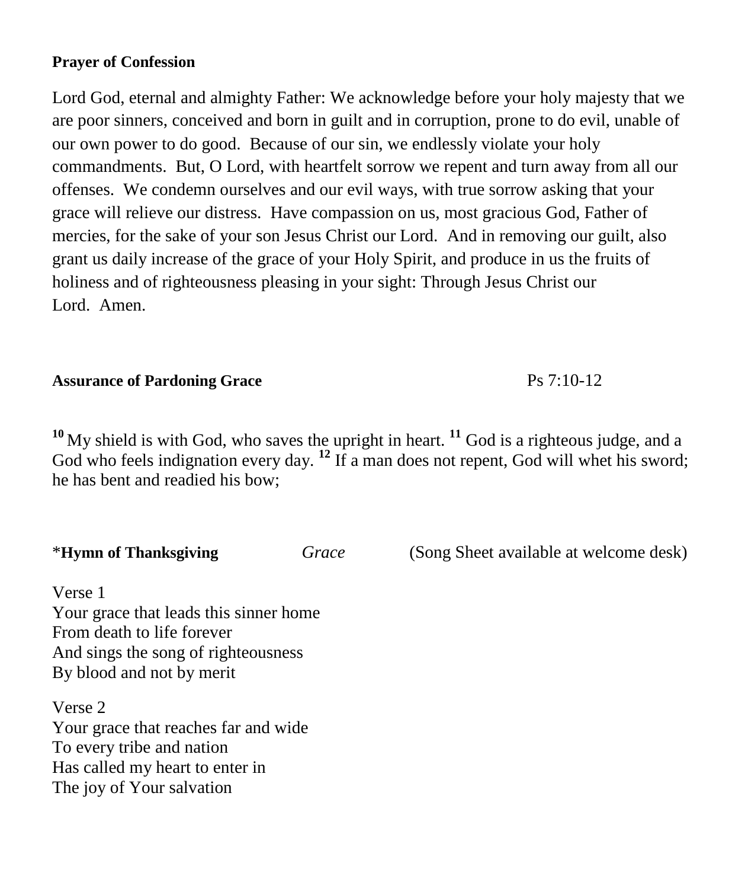**Prayer of Confession**

Lord God, eternal and almighty Father: We acknowledge before your holy majesty that we are poor sinners, conceived and born in guilt and in corruption, prone to do evil, unable of our own power to do good. Because of our sin, we endlessly violate your holy commandments. But, O Lord, with heartfelt sorrow we repent and turn away from all our offenses. We condemn ourselves and our evil ways, with true sorrow asking that your grace will relieve our distress. Have compassion on us, most gracious God, Father of mercies, for the sake of your son Jesus Christ our Lord. And in removing our guilt, also grant us daily increase of the grace of your Holy Spirit, and produce in us the fruits of holiness and of righteousness pleasing in your sight: Through Jesus Christ our Lord. Amen.

**Assurance of Pardoning Grace** Ps 7:10-12

[10] My shield is with God, who saves the upright in heart. [11] God is a righteous judge, and a God who feels indignation every day. [12] If a man does not repent, God will whet his sword; he has bent and readied his bow;

*__Hymn of Thanksgiving__ *Grace* (Song Sheet available at welcome desk)

Verse 1
Your grace that leads this sinner home
From death to life forever
And sings the song of righteousness
By blood and not by merit

Verse 2
Your grace that reaches far and wide
To every tribe and nation
Has called my heart to enter in
The joy of Your salvation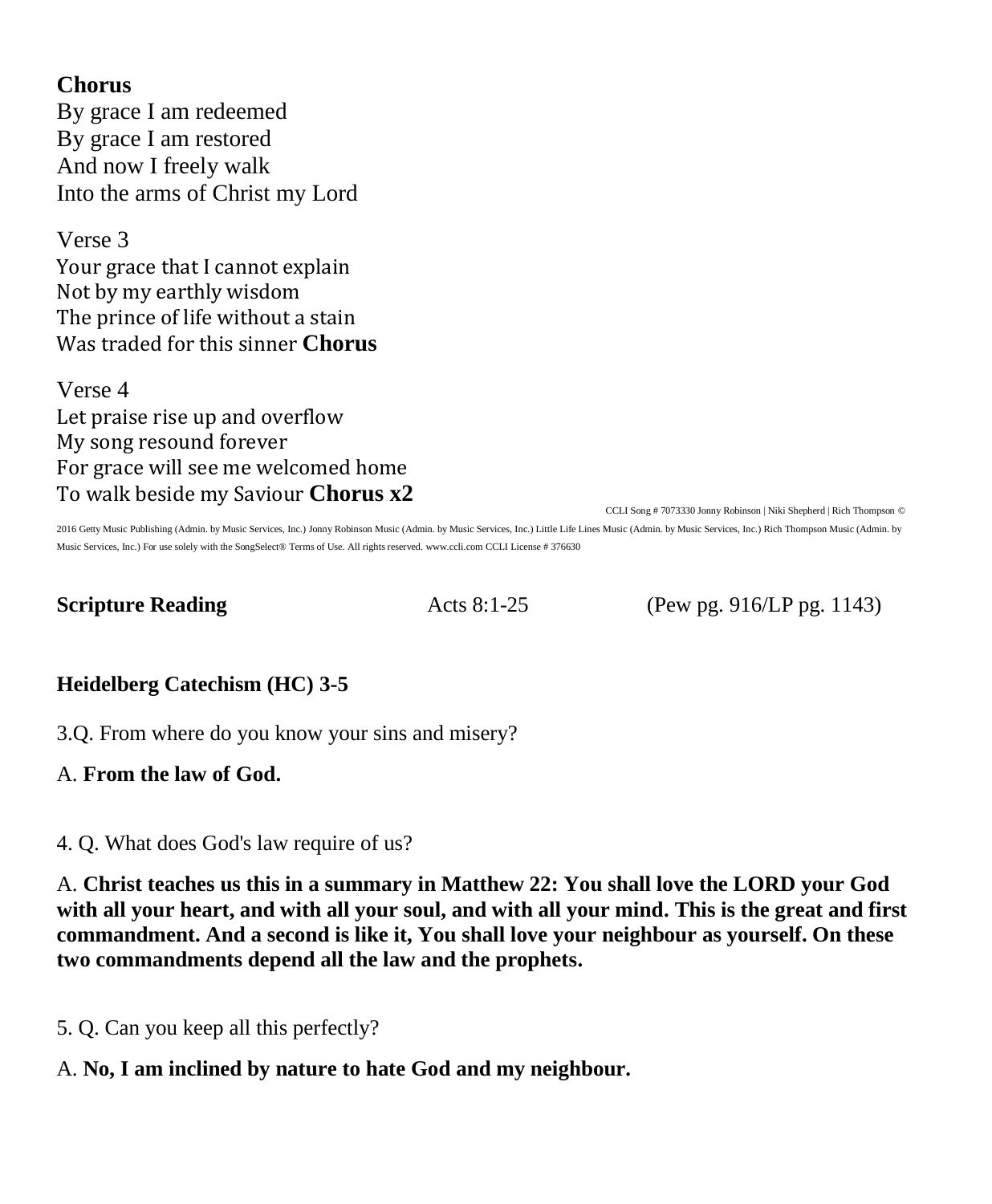**Chorus**
By grace I am redeemed
By grace I am restored
And now I freely walk
Into the arms of Christ my Lord

Verse 3
Your grace that I cannot explain
Not by my earthly wisdom
The prince of life without a stain
Was traded for this sinner **Chorus**

Verse 4
Let praise rise up and overflow
My song resound forever
For grace will see me welcomed home
To walk beside my Saviour **Chorus x2**

CCLI Song # 7073330 Jonny Robinson | Niki Shepherd | Rich Thompson © 2016 Getty Music Publishing (Admin. by Music Services, Inc.) Jonny Robinson Music (Admin. by Music Services, Inc.) Little Life Lines Music (Admin. by Music Services, Inc.) Rich Thompson Music (Admin. by Music Services, Inc.) For use solely with the SongSelect® Terms of Use. All rights reserved. www.ccli.com CCLI License # 376630

**Scripture Reading** Acts 8:1-25 (Pew pg. 916/LP pg. 1143)

**Heidelberg Catechism (HC) 3-5**

3.Q. From where do you know your sins and misery?

A. **From the law of God.**

4. Q. What does God's law require of us?

A. **Christ teaches us this in a summary in Matthew 22: You shall love the LORD your God with all your heart, and with all your soul, and with all your mind. This is the great and first commandment. And a second is like it, You shall love your neighbour as yourself. On these two commandments depend all the law and the prophets.**

5. Q. Can you keep all this perfectly?

A. **No, I am inclined by nature to hate God and my neighbour.**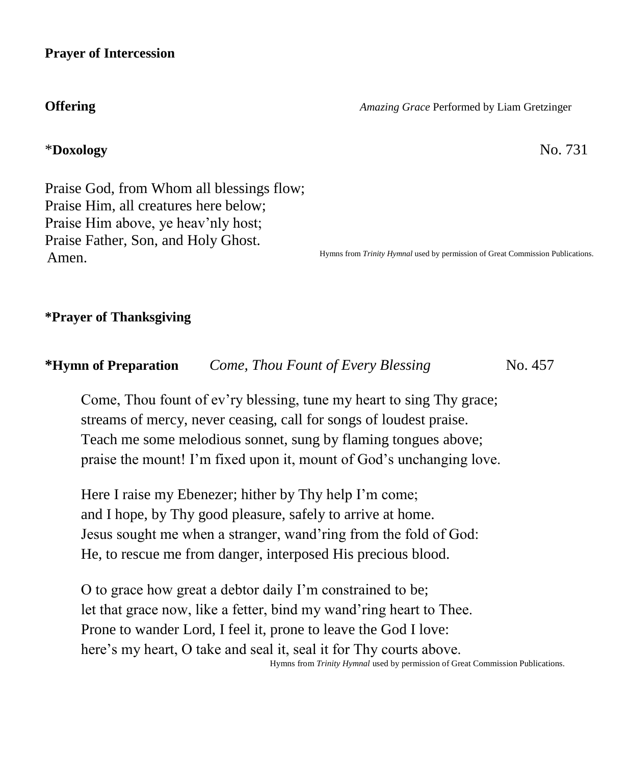**Prayer of Intercession**

**Offering** *Amazing Grace* Performed by Liam Gretzinger

***Doxology** No. 731

Praise God, from Whom all blessings flow;
Praise Him, all creatures here below;
Praise Him above, ye heav'nly host;
Praise Father, Son, and Holy Ghost.
Amen.

Hymns from *Trinity Hymnal* used by permission of Great Commission Publications.

***Prayer of Thanksgiving**

***Hymn of Preparation** *Come, Thou Fount of Every Blessing* No. 457

Come, Thou fount of ev'ry blessing, tune my heart to sing Thy grace;
streams of mercy, never ceasing, call for songs of loudest praise.
Teach me some melodious sonnet, sung by flaming tongues above;
praise the mount! I'm fixed upon it, mount of God's unchanging love.

Here I raise my Ebenezer; hither by Thy help I'm come;
and I hope, by Thy good pleasure, safely to arrive at home.
Jesus sought me when a stranger, wand'ring from the fold of God:
He, to rescue me from danger, interposed His precious blood.

O to grace how great a debtor daily I'm constrained to be;
let that grace now, like a fetter, bind my wand'ring heart to Thee.
Prone to wander Lord, I feel it, prone to leave the God I love:
here's my heart, O take and seal it, seal it for Thy courts above.

Hymns from *Trinity Hymnal* used by permission of Great Commission Publications.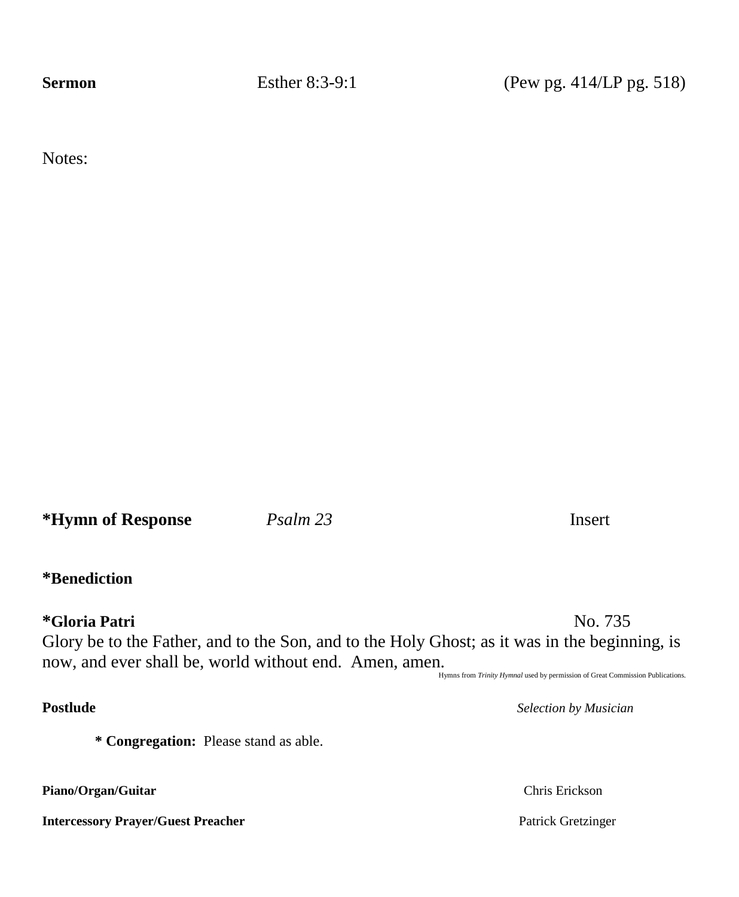**Sermon** Esther 8:3-9:1 (Pew pg. 414/LP pg. 518)

Notes:

**\*Hymn of Response** *Psalm 23* Insert

**\*Benediction**

**\*Gloria Patri** No. 735

Glory be to the Father, and to the Son, and to the Holy Ghost; as it was in the beginning, is now, and ever shall be, world without end. Amen, amen.

Hymns from *Trinity Hymnal* used by permission of Great Commission Publications.

**Postlude** *Selection by Musician*

**\* Congregation:** Please stand as able.

**Piano/Organ/Guitar** Chris Erickson

**Intercessory Prayer/Guest Preacher** Patrick Gretzinger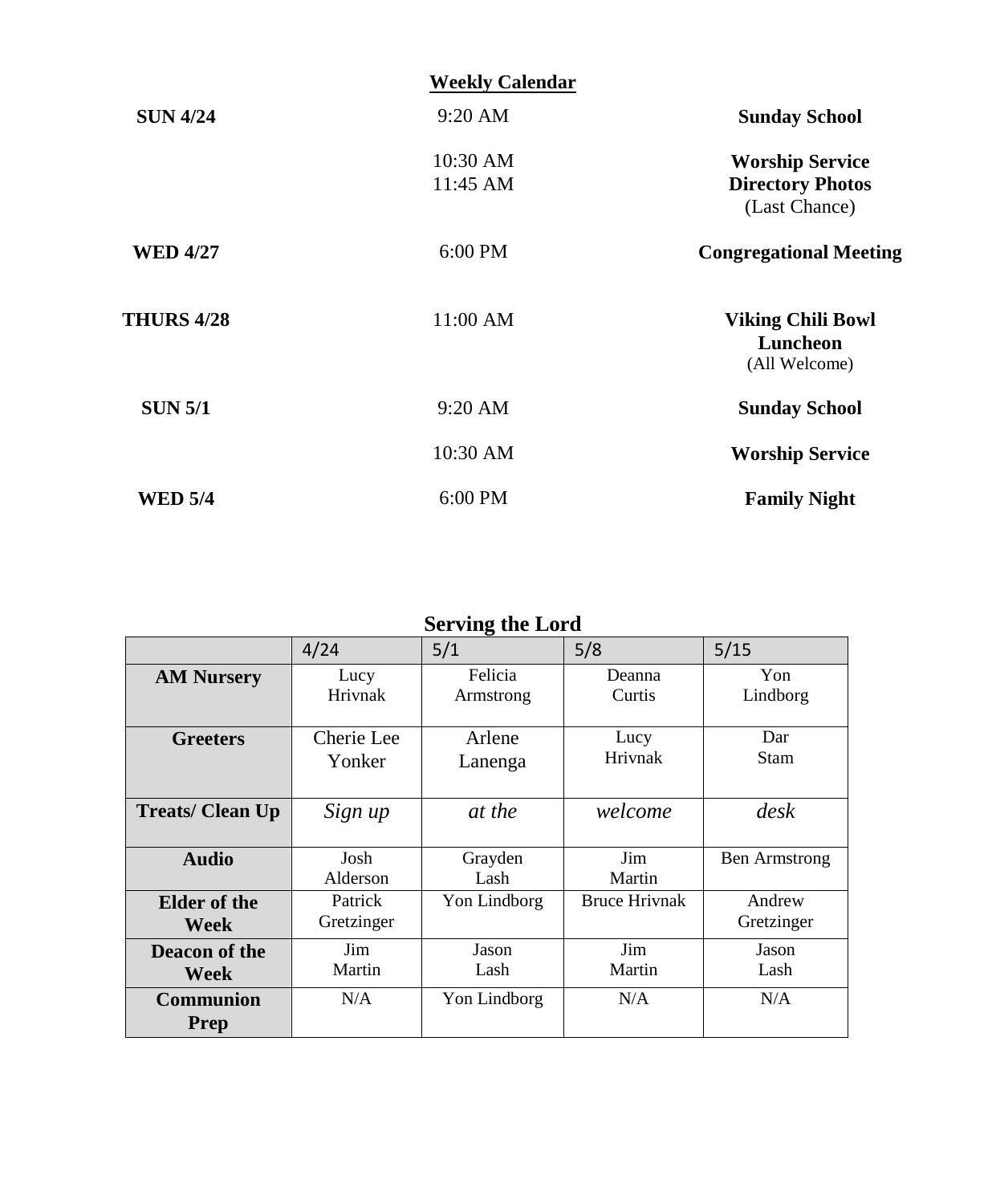## Weekly Calendar

| | | |
|---|---|---|
| **SUN 4/24** | 9:20 AM | **Sunday School** |
| | 10:30 AM | **Worship Service** |
| | 11:45 AM | **Directory Photos** (Last Chance) |
| **WED 4/27** | 6:00 PM | **Congregational Meeting** |
| **THURS 4/28** | 11:00 AM | **Viking Chili Bowl Luncheon** (All Welcome) |
| **SUN 5/1** | 9:20 AM | **Sunday School** |
| | 10:30 AM | **Worship Service** |
| **WED 5/4** | 6:00 PM | **Family Night** |

## Serving the Lord

| | 4/24 | 5/1 | 5/8 | 5/15 |
|---|---|---|---|---|
| **AM Nursery** | Lucy Hrivnak | Felicia Armstrong | Deanna Curtis | Yon Lindborg |
| **Greeters** | Cherie Lee Yonker | Arlene Lanenga | Lucy Hrivnak | Dar Stam |
| **Treats/ Clean Up** | *Sign up* | *at the* | *welcome* | *desk* |
| **Audio** | Josh Alderson | Grayden Lash | Jim Martin | Ben Armstrong |
| **Elder of the Week** | Patrick Gretzinger | Yon Lindborg | Bruce Hrivnak | Andrew Gretzinger |
| **Deacon of the Week** | Jim Martin | Jason Lash | Jim Martin | Jason Lash |
| **Communion Prep** | N/A | Yon Lindborg | N/A | N/A |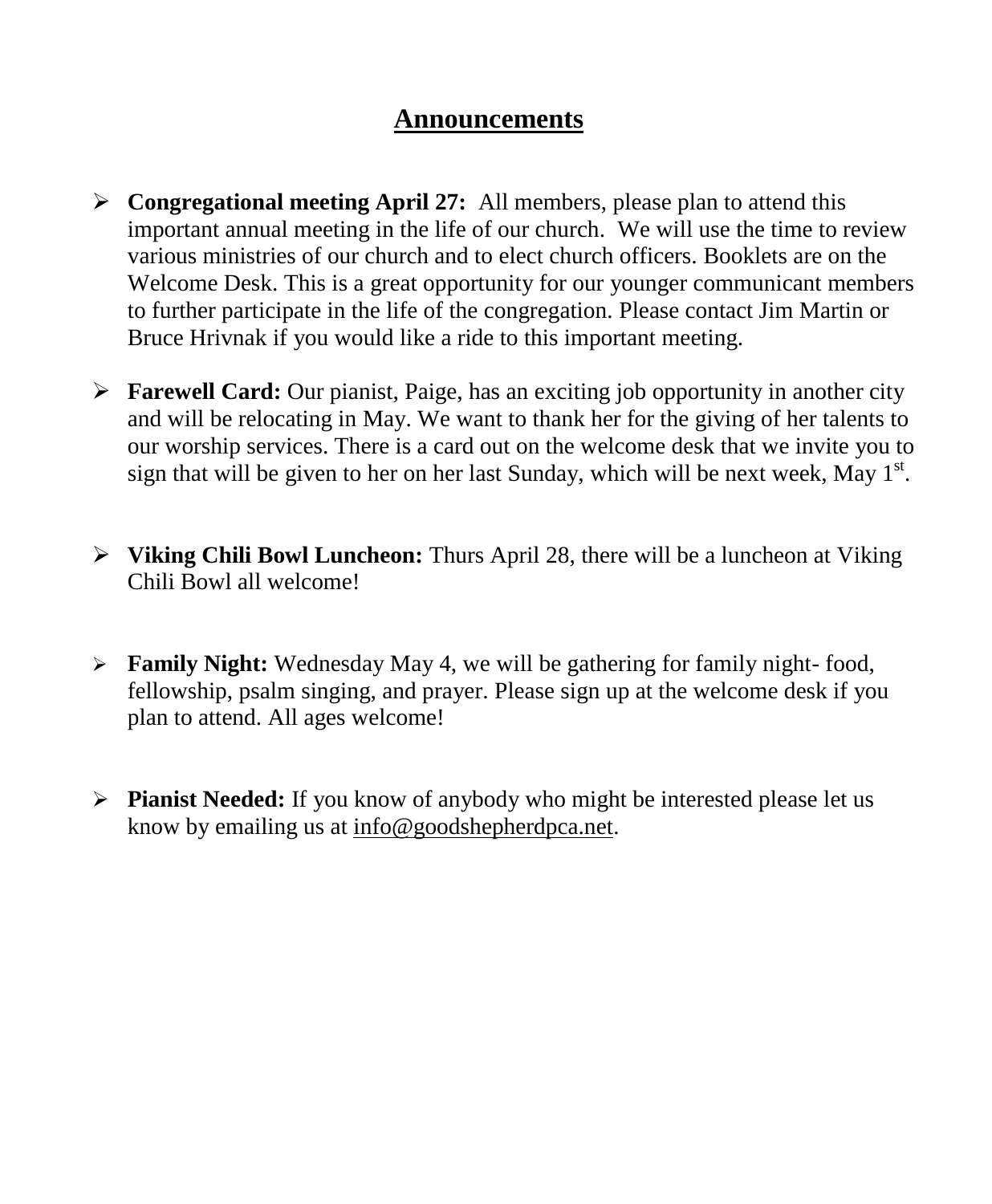## Announcements

- **Congregational meeting April 27:** All members, please plan to attend this important annual meeting in the life of our church. We will use the time to review various ministries of our church and to elect church officers. Booklets are on the Welcome Desk. This is a great opportunity for our younger communicant members to further participate in the life of the congregation. Please contact Jim Martin or Bruce Hrivnak if you would like a ride to this important meeting.

- **Farewell Card:** Our pianist, Paige, has an exciting job opportunity in another city and will be relocating in May. We want to thank her for the giving of her talents to our worship services. There is a card out on the welcome desk that we invite you to sign that will be given to her on her last Sunday, which will be next week, May 1st.

- **Viking Chili Bowl Luncheon:** Thurs April 28, there will be a luncheon at Viking Chili Bowl all welcome!

- **Family Night:** Wednesday May 4, we will be gathering for family night- food, fellowship, psalm singing, and prayer. Please sign up at the welcome desk if you plan to attend. All ages welcome!

- **Pianist Needed:** If you know of anybody who might be interested please let us know by emailing us at info@goodshepherdpca.net.